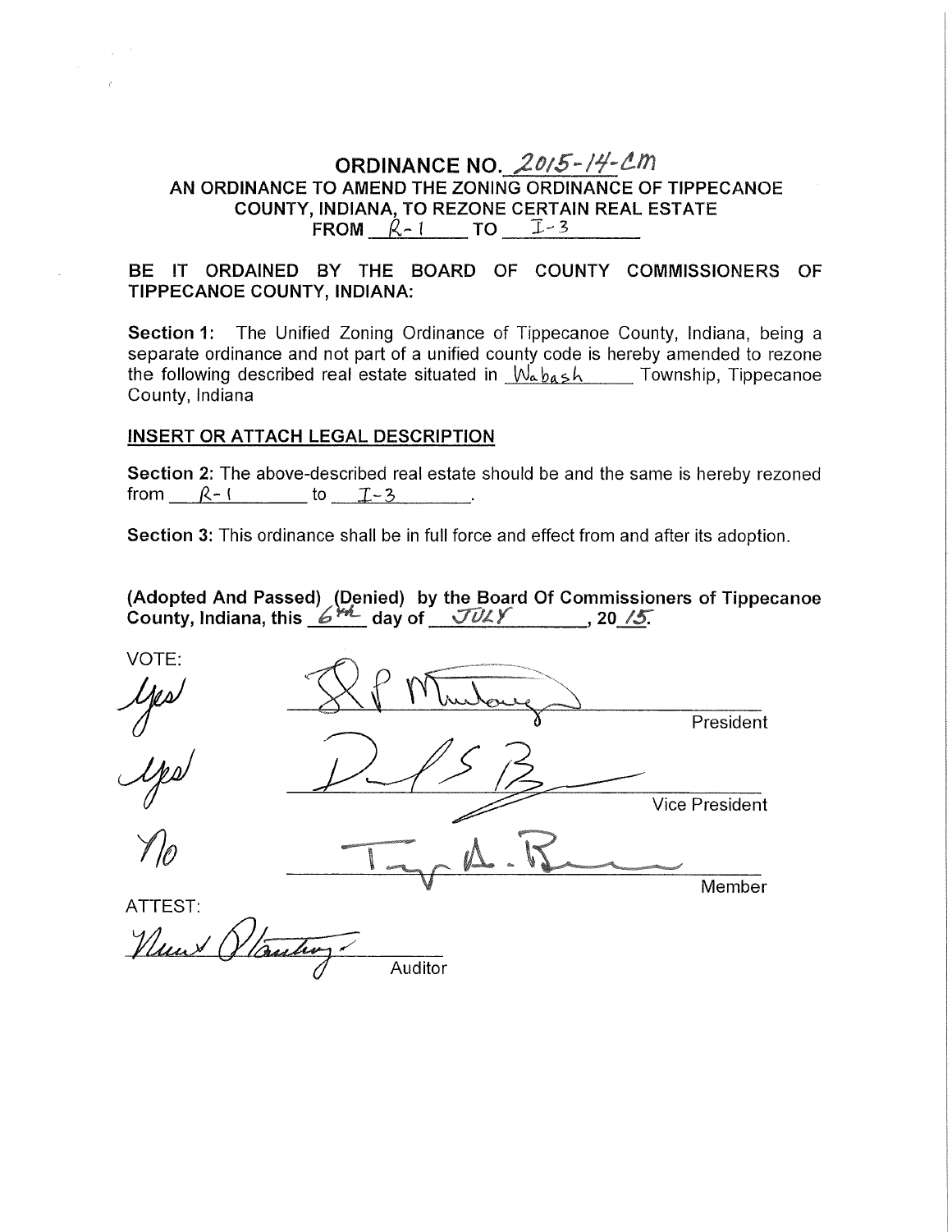# ORDINANCE NO. 2015-14-CM

## AN ORDINANCE TO AMEND THE ZONING ORDINANCE OF TIPPECANOE COUNTY, INDIANA, TO REZONE CERTAIN REAL ESTATE FROM R-1 TO I-3

**BE IT ORDAINED BY THE BOARD OF COUNTY COMMISSIONERS OF TIPPECANOE COUNTY, INDIANA:**

**Section 1:** The Unified Zoning Ordinance of Tippecanoe County, Indiana, being a separate ordinance and not part of a unified county code is hereby amended to rezone the following described real estate situated in Wabash Township, Tippecanoe County, Indiana

**INSERT OR ATTACH LEGAL DESCRIPTION**

**Section 2:** The above-described real estate should be and the same is hereby rezoned from R-1 to I-3.

**Section 3:** This ordinance shall be in full force and effect from and after its adoption.

**(Adopted And Passed) (Denied) by the Board Of Commissioners of Tippecanoe County, Indiana, this 6th day of JULY, 2015.**

VOTE:

Yes ________________________ President

Yes ________________________ Vice President

No ________________________ Member

ATTEST:

________________________ Auditor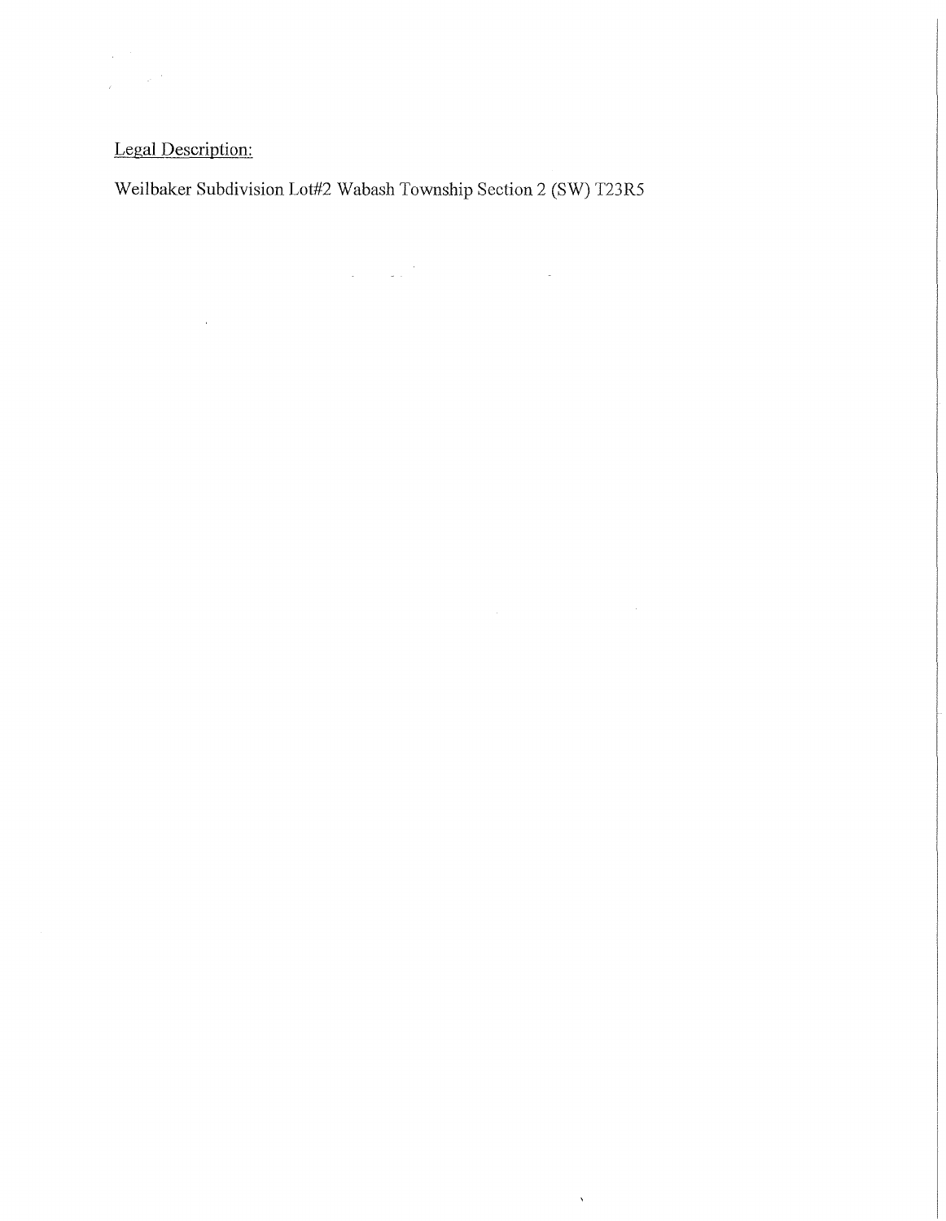Legal Description:

Weilbaker Subdivision Lot#2 Wabash Township Section 2 (SW) T23R5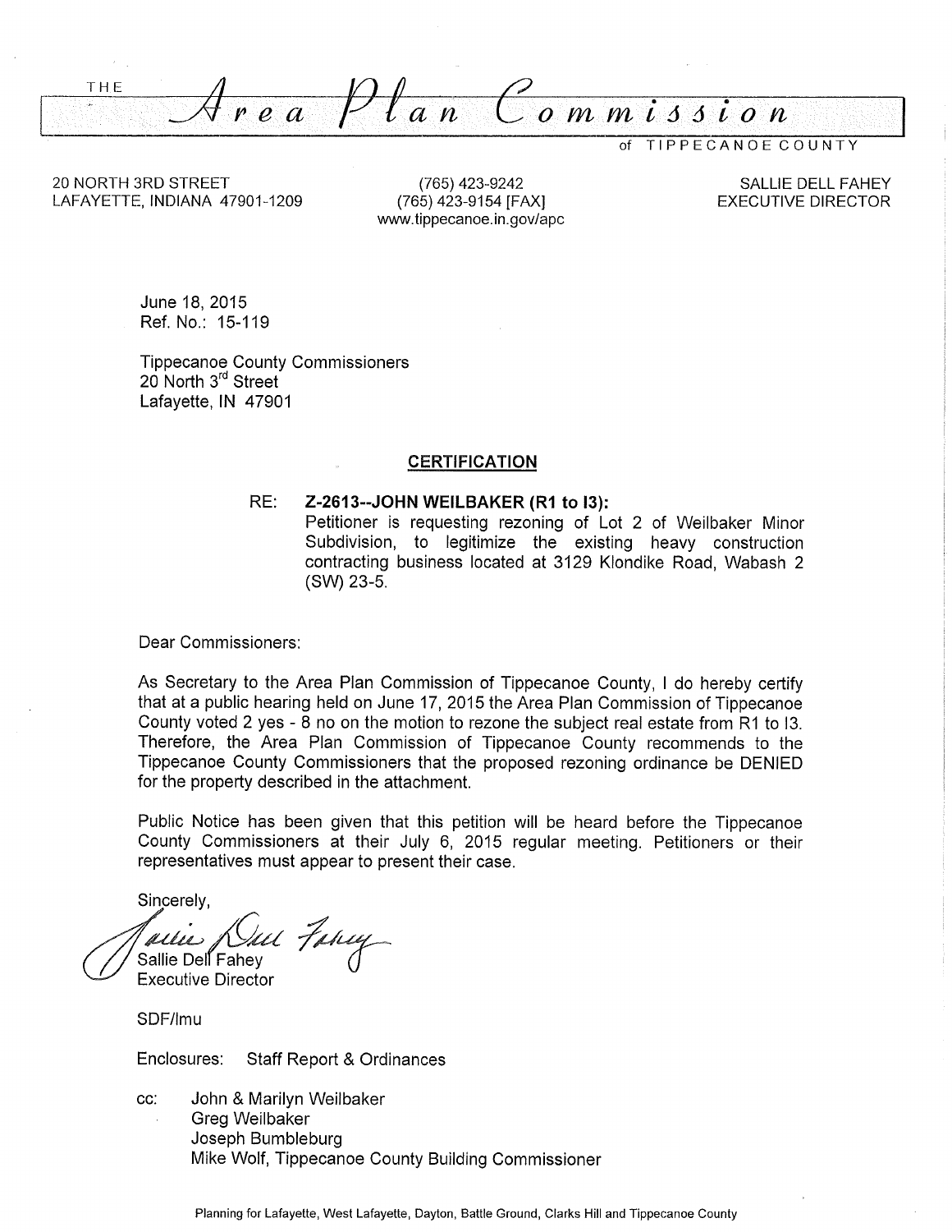THE **Area Plan Commission** of TIPPECANOE COUNTY

20 NORTH 3RD STREET
LAFAYETTE, INDIANA 47901-1209

(765) 423-9242
(765) 423-9154 [FAX]
www.tippecanoe.in.gov/apc

SALLIE DELL FAHEY
EXECUTIVE DIRECTOR

June 18, 2015
Ref. No.: 15-119

Tippecanoe County Commissioners
20 North 3rd Street
Lafayette, IN 47901

## CERTIFICATION

RE: **Z-2613--JOHN WEILBAKER (R1 to I3):**
Petitioner is requesting rezoning of Lot 2 of Weilbaker Minor Subdivision, to legitimize the existing heavy construction contracting business located at 3129 Klondike Road, Wabash 2 (SW) 23-5.

Dear Commissioners:

As Secretary to the Area Plan Commission of Tippecanoe County, I do hereby certify that at a public hearing held on June 17, 2015 the Area Plan Commission of Tippecanoe County voted 2 yes - 8 no on the motion to rezone the subject real estate from R1 to I3. Therefore, the Area Plan Commission of Tippecanoe County recommends to the Tippecanoe County Commissioners that the proposed rezoning ordinance be DENIED for the property described in the attachment.

Public Notice has been given that this petition will be heard before the Tippecanoe County Commissioners at their July 6, 2015 regular meeting. Petitioners or their representatives must appear to present their case.

Sincerely,

Sallie Dell Fahey
Executive Director

SDF/lmu

Enclosures: Staff Report & Ordinances

cc: John & Marilyn Weilbaker
Greg Weilbaker
Joseph Bumbleburg
Mike Wolf, Tippecanoe County Building Commissioner

Planning for Lafayette, West Lafayette, Dayton, Battle Ground, Clarks Hill and Tippecanoe County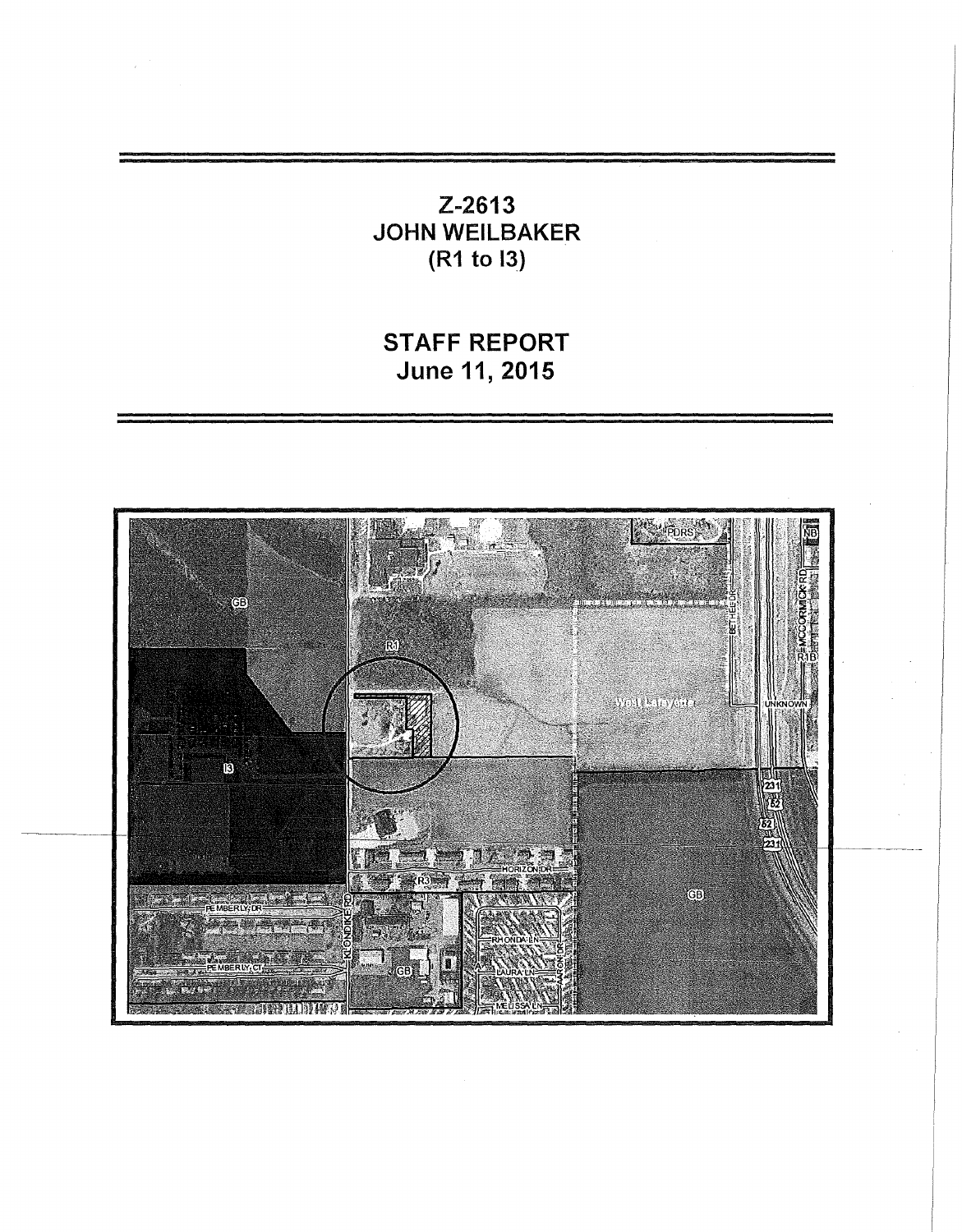# Z-2613
# JOHN WEILBAKER
# (R1 to I3)

# STAFF REPORT
# June 11, 2015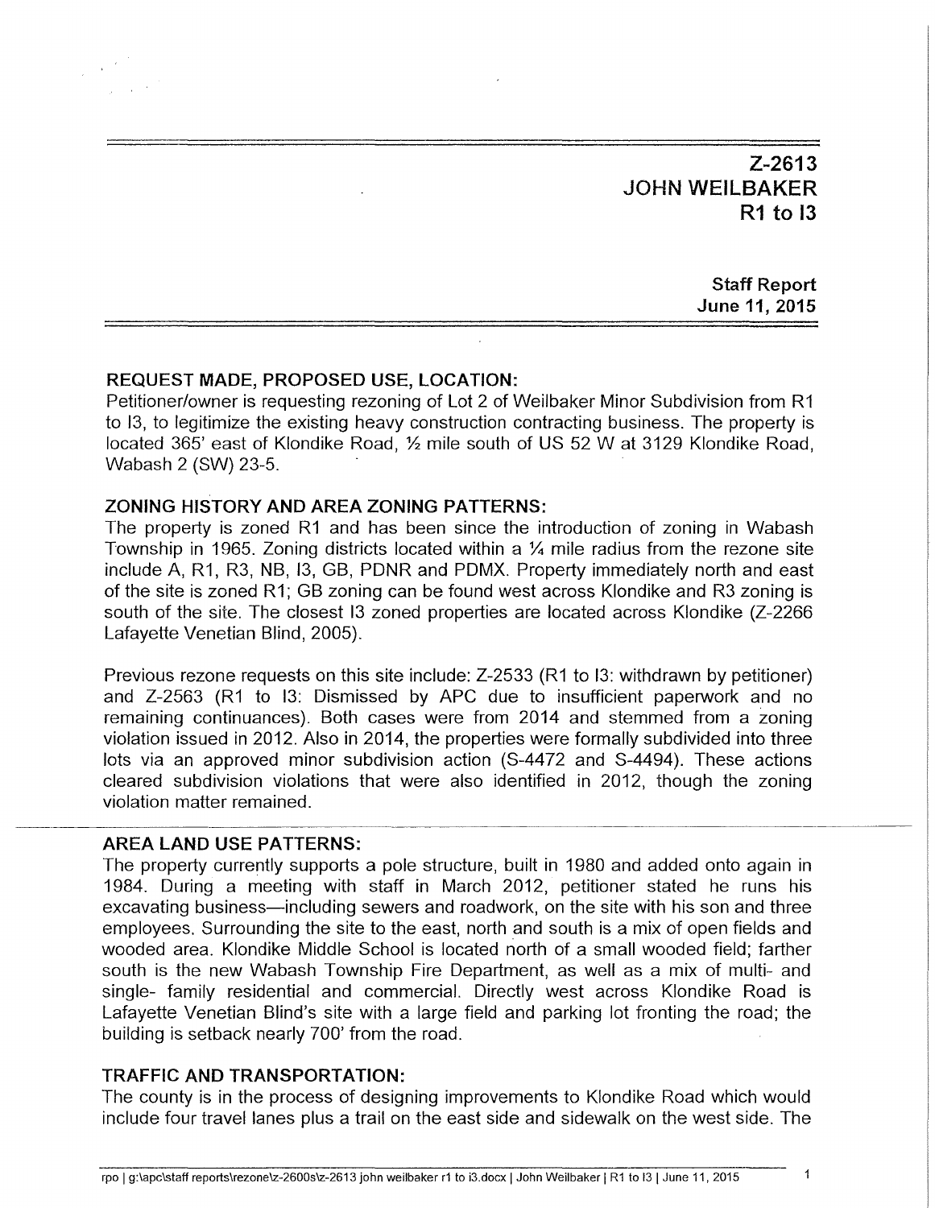# Z-2613
# JOHN WEILBAKER
# R1 to I3

**Staff Report**
**June 11, 2015**

## REQUEST MADE, PROPOSED USE, LOCATION:

Petitioner/owner is requesting rezoning of Lot 2 of Weilbaker Minor Subdivision from R1 to I3, to legitimize the existing heavy construction contracting business. The property is located 365' east of Klondike Road, ½ mile south of US 52 W at 3129 Klondike Road, Wabash 2 (SW) 23-5.

## ZONING HISTORY AND AREA ZONING PATTERNS:

The property is zoned R1 and has been since the introduction of zoning in Wabash Township in 1965. Zoning districts located within a ¼ mile radius from the rezone site include A, R1, R3, NB, I3, GB, PDNR and PDMX. Property immediately north and east of the site is zoned R1; GB zoning can be found west across Klondike and R3 zoning is south of the site. The closest I3 zoned properties are located across Klondike (Z-2266 Lafayette Venetian Blind, 2005).

Previous rezone requests on this site include: Z-2533 (R1 to I3: withdrawn by petitioner) and Z-2563 (R1 to I3: Dismissed by APC due to insufficient paperwork and no remaining continuances). Both cases were from 2014 and stemmed from a zoning violation issued in 2012. Also in 2014, the properties were formally subdivided into three lots via an approved minor subdivision action (S-4472 and S-4494). These actions cleared subdivision violations that were also identified in 2012, though the zoning violation matter remained.

## AREA LAND USE PATTERNS:

The property currently supports a pole structure, built in 1980 and added onto again in 1984. During a meeting with staff in March 2012, petitioner stated he runs his excavating business—including sewers and roadwork, on the site with his son and three employees. Surrounding the site to the east, north and south is a mix of open fields and wooded area. Klondike Middle School is located north of a small wooded field; farther south is the new Wabash Township Fire Department, as well as a mix of multi- and single- family residential and commercial. Directly west across Klondike Road is Lafayette Venetian Blind's site with a large field and parking lot fronting the road; the building is setback nearly 700' from the road.

## TRAFFIC AND TRANSPORTATION:

The county is in the process of designing improvements to Klondike Road which would include four travel lanes plus a trail on the east side and sidewalk on the west side. The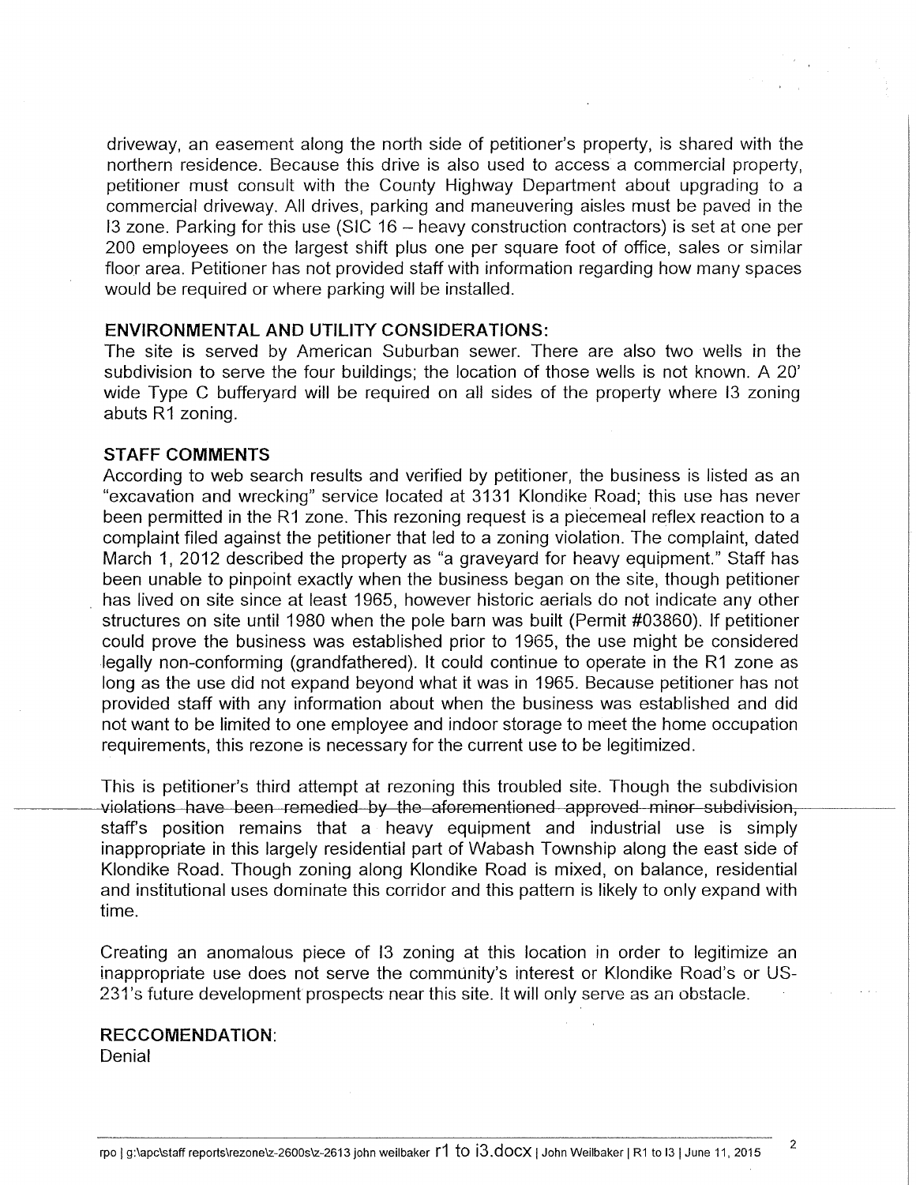driveway, an easement along the north side of petitioner's property, is shared with the northern residence. Because this drive is also used to access a commercial property, petitioner must consult with the County Highway Department about upgrading to a commercial driveway. All drives, parking and maneuvering aisles must be paved in the I3 zone. Parking for this use (SIC 16 – heavy construction contractors) is set at one per 200 employees on the largest shift plus one per square foot of office, sales or similar floor area. Petitioner has not provided staff with information regarding how many spaces would be required or where parking will be installed.

**ENVIRONMENTAL AND UTILITY CONSIDERATIONS:**

The site is served by American Suburban sewer. There are also two wells in the subdivision to serve the four buildings; the location of those wells is not known. A 20' wide Type C bufferyard will be required on all sides of the property where I3 zoning abuts R1 zoning.

**STAFF COMMENTS**

According to web search results and verified by petitioner, the business is listed as an "excavation and wrecking" service located at 3131 Klondike Road; this use has never been permitted in the R1 zone. This rezoning request is a piecemeal reflex reaction to a complaint filed against the petitioner that led to a zoning violation. The complaint, dated March 1, 2012 described the property as "a graveyard for heavy equipment." Staff has been unable to pinpoint exactly when the business began on the site, though petitioner has lived on site since at least 1965, however historic aerials do not indicate any other structures on site until 1980 when the pole barn was built (Permit #03860). If petitioner could prove the business was established prior to 1965, the use might be considered legally non-conforming (grandfathered). It could continue to operate in the R1 zone as long as the use did not expand beyond what it was in 1965. Because petitioner has not provided staff with any information about when the business was established and did not want to be limited to one employee and indoor storage to meet the home occupation requirements, this rezone is necessary for the current use to be legitimized.

This is petitioner's third attempt at rezoning this troubled site. Though the subdivision violations have been remedied by the aforementioned approved minor subdivision, staff's position remains that a heavy equipment and industrial use is simply inappropriate in this largely residential part of Wabash Township along the east side of Klondike Road. Though zoning along Klondike Road is mixed, on balance, residential and institutional uses dominate this corridor and this pattern is likely to only expand with time.

Creating an anomalous piece of I3 zoning at this location in order to legitimize an inappropriate use does not serve the community's interest or Klondike Road's or US-231's future development prospects near this site. It will only serve as an obstacle.

**RECCOMENDATION:**

Denial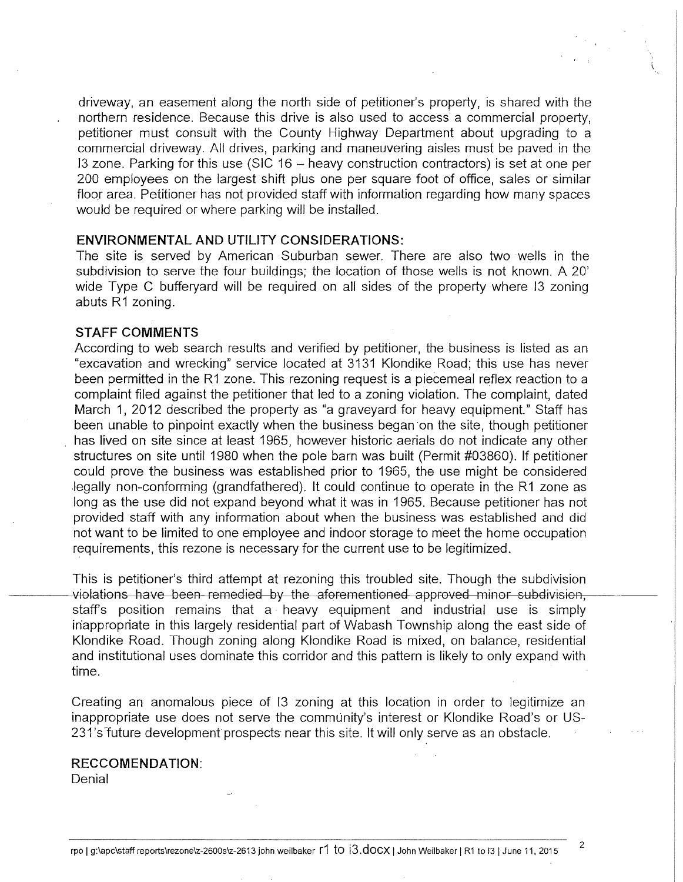driveway, an easement along the north side of petitioner's property, is shared with the northern residence. Because this drive is also used to access a commercial property, petitioner must consult with the County Highway Department about upgrading to a commercial driveway. All drives, parking and maneuvering aisles must be paved in the I3 zone. Parking for this use (SIC 16 – heavy construction contractors) is set at one per 200 employees on the largest shift plus one per square foot of office, sales or similar floor area. Petitioner has not provided staff with information regarding how many spaces would be required or where parking will be installed.

### ENVIRONMENTAL AND UTILITY CONSIDERATIONS:

The site is served by American Suburban sewer. There are also two wells in the subdivision to serve the four buildings; the location of those wells is not known. A 20' wide Type C bufferyard will be required on all sides of the property where I3 zoning abuts R1 zoning.

### STAFF COMMENTS

According to web search results and verified by petitioner, the business is listed as an "excavation and wrecking" service located at 3131 Klondike Road; this use has never been permitted in the R1 zone. This rezoning request is a piecemeal reflex reaction to a complaint filed against the petitioner that led to a zoning violation. The complaint, dated March 1, 2012 described the property as "a graveyard for heavy equipment." Staff has been unable to pinpoint exactly when the business began on the site, though petitioner has lived on site since at least 1965, however historic aerials do not indicate any other structures on site until 1980 when the pole barn was built (Permit #03860). If petitioner could prove the business was established prior to 1965, the use might be considered legally non-conforming (grandfathered). It could continue to operate in the R1 zone as long as the use did not expand beyond what it was in 1965. Because petitioner has not provided staff with any information about when the business was established and did not want to be limited to one employee and indoor storage to meet the home occupation requirements, this rezone is necessary for the current use to be legitimized.

This is petitioner's third attempt at rezoning this troubled site. Though the subdivision violations have been remedied by the aforementioned approved minor subdivision, staff's position remains that a heavy equipment and industrial use is simply inappropriate in this largely residential part of Wabash Township along the east side of Klondike Road. Though zoning along Klondike Road is mixed, on balance, residential and institutional uses dominate this corridor and this pattern is likely to only expand with time.

Creating an anomalous piece of I3 zoning at this location in order to legitimize an inappropriate use does not serve the community's interest or Klondike Road's or US-231's future development prospects near this site. It will only serve as an obstacle.

### RECCOMENDATION:

Denial